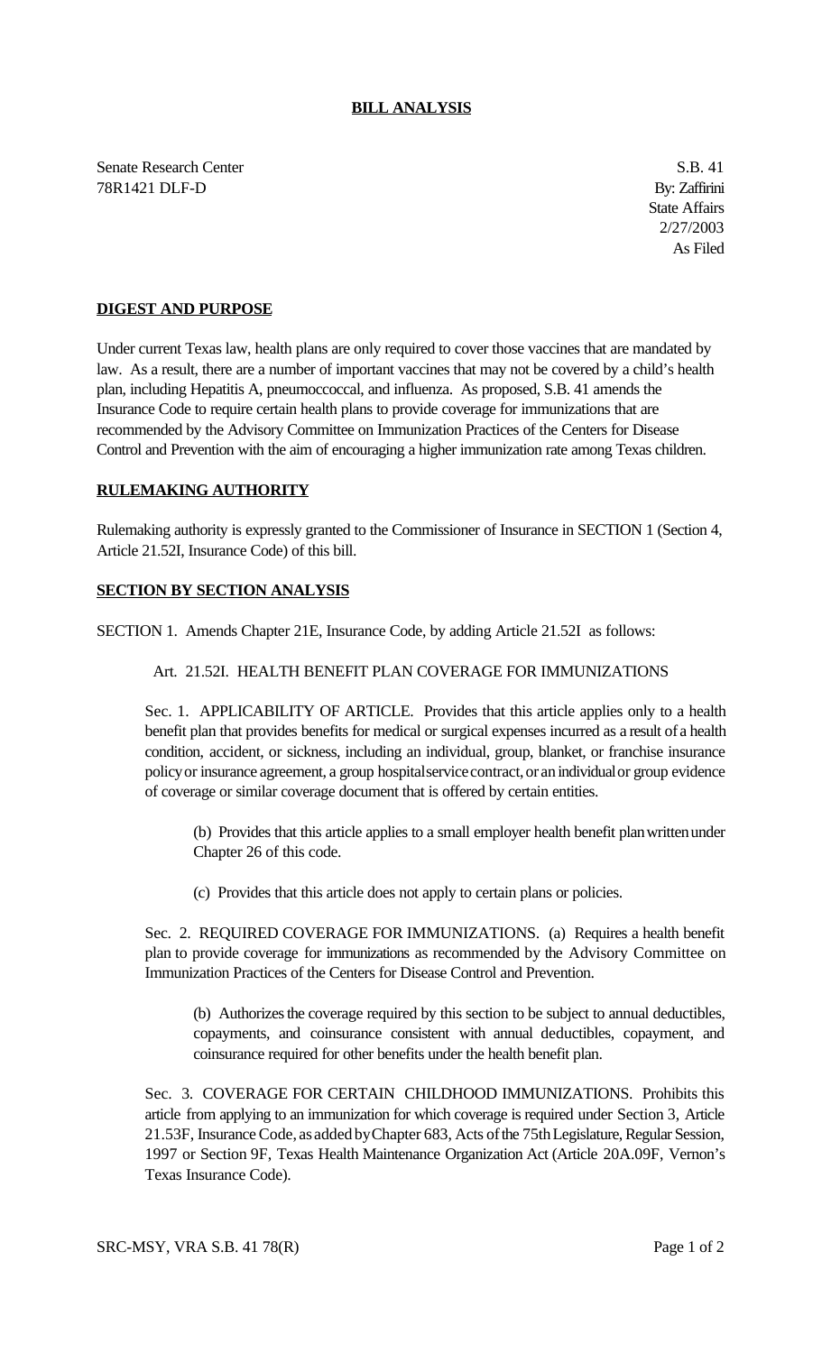# BILL ANALYSIS

Senate Research Center
78R1421 DLF-D

S.B. 41
By: Zaffirini
State Affairs
2/27/2003
As Filed

## DIGEST AND PURPOSE

Under current Texas law, health plans are only required to cover those vaccines that are mandated by law. As a result, there are a number of important vaccines that may not be covered by a child's health plan, including Hepatitis A, pneumoccoccal, and influenza. As proposed, S.B. 41 amends the Insurance Code to require certain health plans to provide coverage for immunizations that are recommended by the Advisory Committee on Immunization Practices of the Centers for Disease Control and Prevention with the aim of encouraging a higher immunization rate among Texas children.

## RULEMAKING AUTHORITY

Rulemaking authority is expressly granted to the Commissioner of Insurance in SECTION 1 (Section 4, Article 21.52I, Insurance Code) of this bill.

## SECTION BY SECTION ANALYSIS

SECTION 1. Amends Chapter 21E, Insurance Code, by adding Article 21.52I as follows:

Art. 21.52I. HEALTH BENEFIT PLAN COVERAGE FOR IMMUNIZATIONS

Sec. 1. APPLICABILITY OF ARTICLE. Provides that this article applies only to a health benefit plan that provides benefits for medical or surgical expenses incurred as a result of a health condition, accident, or sickness, including an individual, group, blanket, or franchise insurance policy or insurance agreement, a group hospital service contract, or an individual or group evidence of coverage or similar coverage document that is offered by certain entities.

(b) Provides that this article applies to a small employer health benefit plan written under Chapter 26 of this code.

(c) Provides that this article does not apply to certain plans or policies.

Sec. 2. REQUIRED COVERAGE FOR IMMUNIZATIONS. (a) Requires a health benefit plan to provide coverage for immunizations as recommended by the Advisory Committee on Immunization Practices of the Centers for Disease Control and Prevention.

(b) Authorizes the coverage required by this section to be subject to annual deductibles, copayments, and coinsurance consistent with annual deductibles, copayment, and coinsurance required for other benefits under the health benefit plan.

Sec. 3. COVERAGE FOR CERTAIN CHILDHOOD IMMUNIZATIONS. Prohibits this article from applying to an immunization for which coverage is required under Section 3, Article 21.53F, Insurance Code, as added by Chapter 683, Acts of the 75th Legislature, Regular Session, 1997 or Section 9F, Texas Health Maintenance Organization Act (Article 20A.09F, Vernon's Texas Insurance Code).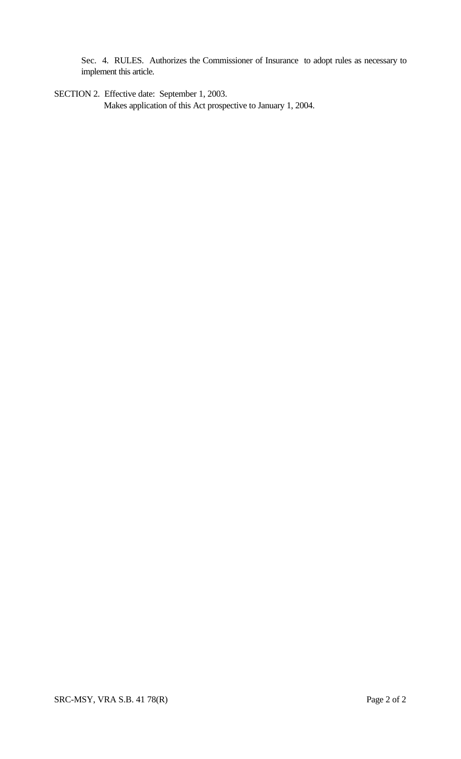Sec. 4. RULES. Authorizes the Commissioner of Insurance to adopt rules as necessary to implement this article.

SECTION 2. Effective date: September 1, 2003.
Makes application of this Act prospective to January 1, 2004.